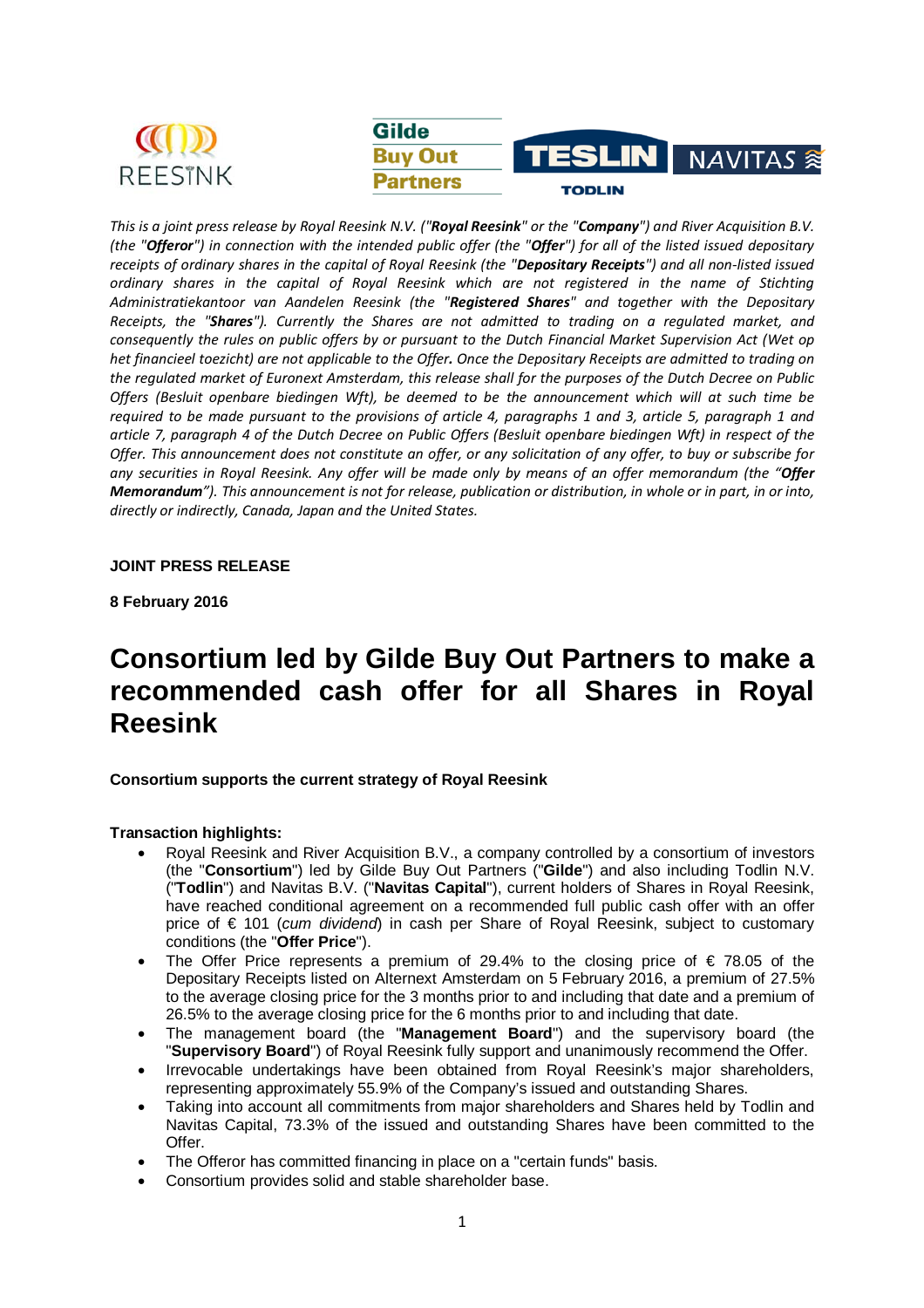*This is a joint press release by Royal Reesink N.V. ("**Royal Reesink**" or the "**Company**") and River Acquisition B.V. (the "**Offeror**") in connection with the intended public offer (the "**Offer**") for all of the listed issued depositary receipts of ordinary shares in the capital of Royal Reesink (the "**Depositary Receipts**") and all non-listed issued ordinary shares in the capital of Royal Reesink which are not registered in the name of Stichting Administratiekantoor van Aandelen Reesink (the "**Registered Shares**" and together with the Depositary Receipts, the "**Shares**"). Currently the Shares are not admitted to trading on a regulated market, and consequently the rules on public offers by or pursuant to the Dutch Financial Market Supervision Act (Wet op het financieel toezicht) are not applicable to the Offer***.** *Once the Depositary Receipts are admitted to trading on the regulated market of Euronext Amsterdam, this release shall for the purposes of the Dutch Decree on Public Offers (Besluit openbare biedingen Wft), be deemed to be the announcement which will at such time be required to be made pursuant to the provisions of article 4, paragraphs 1 and 3, article 5, paragraph 1 and article 7, paragraph 4 of the Dutch Decree on Public Offers (Besluit openbare biedingen Wft) in respect of the Offer. This announcement does not constitute an offer, or any solicitation of any offer, to buy or subscribe for any securities in Royal Reesink. Any offer will be made only by means of an offer memorandum (the "**Offer Memorandum**"). This announcement is not for release, publication or distribution, in whole or in part, in or into, directly or indirectly, Canada, Japan and the United States.*

**JOINT PRESS RELEASE**

**8 February 2016**

# Consortium led by Gilde Buy Out Partners to make a recommended cash offer for all Shares in Royal Reesink

**Consortium supports the current strategy of Royal Reesink**

**Transaction highlights:**

- Royal Reesink and River Acquisition B.V., a company controlled by a consortium of investors (the "**Consortium**") led by Gilde Buy Out Partners ("**Gilde**") and also including Todlin N.V. ("**Todlin**") and Navitas B.V. ("**Navitas Capital**"), current holders of Shares in Royal Reesink, have reached conditional agreement on a recommended full public cash offer with an offer price of € 101 (*cum dividend*) in cash per Share of Royal Reesink, subject to customary conditions (the "**Offer Price**").
- The Offer Price represents a premium of 29.4% to the closing price of € 78.05 of the Depositary Receipts listed on Alternext Amsterdam on 5 February 2016, a premium of 27.5% to the average closing price for the 3 months prior to and including that date and a premium of 26.5% to the average closing price for the 6 months prior to and including that date.
- The management board (the "**Management Board**") and the supervisory board (the "**Supervisory Board**") of Royal Reesink fully support and unanimously recommend the Offer.
- Irrevocable undertakings have been obtained from Royal Reesink's major shareholders, representing approximately 55.9% of the Company's issued and outstanding Shares.
- Taking into account all commitments from major shareholders and Shares held by Todlin and Navitas Capital, 73.3% of the issued and outstanding Shares have been committed to the Offer.
- The Offeror has committed financing in place on a "certain funds" basis.
- Consortium provides solid and stable shareholder base.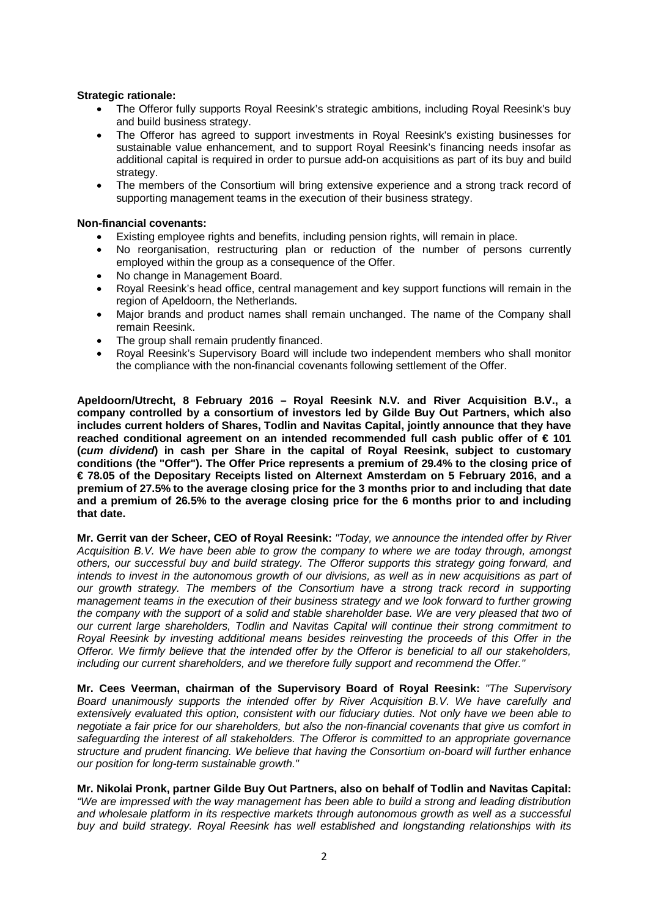**Strategic rationale:**

- The Offeror fully supports Royal Reesink's strategic ambitions, including Royal Reesink's buy and build business strategy.
- The Offeror has agreed to support investments in Royal Reesink's existing businesses for sustainable value enhancement, and to support Royal Reesink's financing needs insofar as additional capital is required in order to pursue add-on acquisitions as part of its buy and build strategy.
- The members of the Consortium will bring extensive experience and a strong track record of supporting management teams in the execution of their business strategy.

**Non-financial covenants:**

- Existing employee rights and benefits, including pension rights, will remain in place.
- No reorganisation, restructuring plan or reduction of the number of persons currently employed within the group as a consequence of the Offer.
- No change in Management Board.
- Royal Reesink's head office, central management and key support functions will remain in the region of Apeldoorn, the Netherlands.
- Major brands and product names shall remain unchanged. The name of the Company shall remain Reesink.
- The group shall remain prudently financed.
- Royal Reesink's Supervisory Board will include two independent members who shall monitor the compliance with the non-financial covenants following settlement of the Offer.

**Apeldoorn/Utrecht, 8 February 2016 – Royal Reesink N.V. and River Acquisition B.V., a company controlled by a consortium of investors led by Gilde Buy Out Partners, which also includes current holders of Shares, Todlin and Navitas Capital, jointly announce that they have reached conditional agreement on an intended recommended full cash public offer of € 101 (*cum dividend*) in cash per Share in the capital of Royal Reesink, subject to customary conditions (the "Offer"). The Offer Price represents a premium of 29.4% to the closing price of € 78.05 of the Depositary Receipts listed on Alternext Amsterdam on 5 February 2016, and a premium of 27.5% to the average closing price for the 3 months prior to and including that date and a premium of 26.5% to the average closing price for the 6 months prior to and including that date.**

**Mr. Gerrit van der Scheer, CEO of Royal Reesink:** *"Today, we announce the intended offer by River Acquisition B.V. We have been able to grow the company to where we are today through, amongst others, our successful buy and build strategy. The Offeror supports this strategy going forward, and intends to invest in the autonomous growth of our divisions, as well as in new acquisitions as part of our growth strategy. The members of the Consortium have a strong track record in supporting management teams in the execution of their business strategy and we look forward to further growing the company with the support of a solid and stable shareholder base. We are very pleased that two of our current large shareholders, Todlin and Navitas Capital will continue their strong commitment to Royal Reesink by investing additional means besides reinvesting the proceeds of this Offer in the Offeror. We firmly believe that the intended offer by the Offeror is beneficial to all our stakeholders, including our current shareholders, and we therefore fully support and recommend the Offer."*

**Mr. Cees Veerman, chairman of the Supervisory Board of Royal Reesink:** *"The Supervisory Board unanimously supports the intended offer by River Acquisition B.V. We have carefully and extensively evaluated this option, consistent with our fiduciary duties. Not only have we been able to negotiate a fair price for our shareholders, but also the non-financial covenants that give us comfort in safeguarding the interest of all stakeholders. The Offeror is committed to an appropriate governance structure and prudent financing. We believe that having the Consortium on-board will further enhance our position for long-term sustainable growth."*

**Mr. Nikolai Pronk, partner Gilde Buy Out Partners, also on behalf of Todlin and Navitas Capital:** *"We are impressed with the way management has been able to build a strong and leading distribution and wholesale platform in its respective markets through autonomous growth as well as a successful buy and build strategy. Royal Reesink has well established and longstanding relationships with its*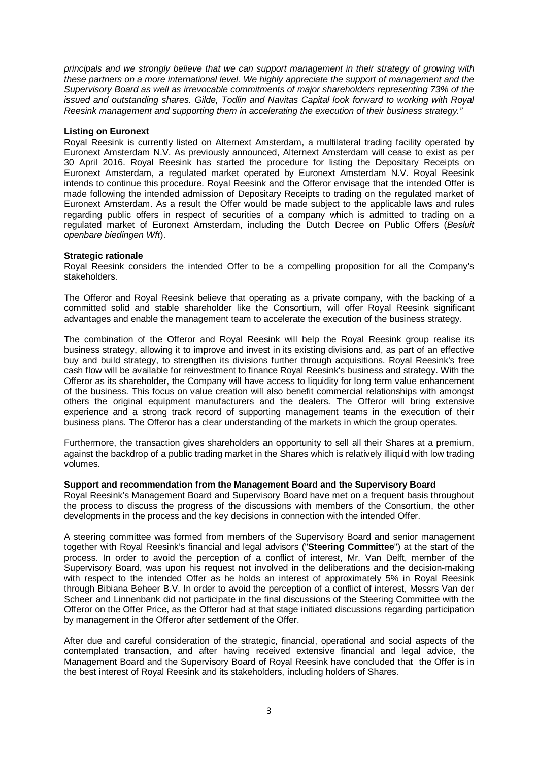*principals and we strongly believe that we can support management in their strategy of growing with these partners on a more international level. We highly appreciate the support of management and the Supervisory Board as well as irrevocable commitments of major shareholders representing 73% of the issued and outstanding shares. Gilde, Todlin and Navitas Capital look forward to working with Royal Reesink management and supporting them in accelerating the execution of their business strategy."*

**Listing on Euronext**

Royal Reesink is currently listed on Alternext Amsterdam, a multilateral trading facility operated by Euronext Amsterdam N.V. As previously announced, Alternext Amsterdam will cease to exist as per 30 April 2016. Royal Reesink has started the procedure for listing the Depositary Receipts on Euronext Amsterdam, a regulated market operated by Euronext Amsterdam N.V. Royal Reesink intends to continue this procedure. Royal Reesink and the Offeror envisage that the intended Offer is made following the intended admission of Depositary Receipts to trading on the regulated market of Euronext Amsterdam. As a result the Offer would be made subject to the applicable laws and rules regarding public offers in respect of securities of a company which is admitted to trading on a regulated market of Euronext Amsterdam, including the Dutch Decree on Public Offers (*Besluit openbare biedingen Wft*).

**Strategic rationale**

Royal Reesink considers the intended Offer to be a compelling proposition for all the Company's stakeholders.

The Offeror and Royal Reesink believe that operating as a private company, with the backing of a committed solid and stable shareholder like the Consortium, will offer Royal Reesink significant advantages and enable the management team to accelerate the execution of the business strategy.

The combination of the Offeror and Royal Reesink will help the Royal Reesink group realise its business strategy, allowing it to improve and invest in its existing divisions and, as part of an effective buy and build strategy, to strengthen its divisions further through acquisitions. Royal Reesink's free cash flow will be available for reinvestment to finance Royal Reesink's business and strategy. With the Offeror as its shareholder, the Company will have access to liquidity for long term value enhancement of the business. This focus on value creation will also benefit commercial relationships with amongst others the original equipment manufacturers and the dealers. The Offeror will bring extensive experience and a strong track record of supporting management teams in the execution of their business plans. The Offeror has a clear understanding of the markets in which the group operates.

Furthermore, the transaction gives shareholders an opportunity to sell all their Shares at a premium, against the backdrop of a public trading market in the Shares which is relatively illiquid with low trading volumes.

**Support and recommendation from the Management Board and the Supervisory Board**

Royal Reesink's Management Board and Supervisory Board have met on a frequent basis throughout the process to discuss the progress of the discussions with members of the Consortium, the other developments in the process and the key decisions in connection with the intended Offer.

A steering committee was formed from members of the Supervisory Board and senior management together with Royal Reesink's financial and legal advisors ("**Steering Committee**") at the start of the process. In order to avoid the perception of a conflict of interest, Mr. Van Delft, member of the Supervisory Board, was upon his request not involved in the deliberations and the decision-making with respect to the intended Offer as he holds an interest of approximately 5% in Royal Reesink through Bibiana Beheer B.V. In order to avoid the perception of a conflict of interest, Messrs Van der Scheer and Linnenbank did not participate in the final discussions of the Steering Committee with the Offeror on the Offer Price, as the Offeror had at that stage initiated discussions regarding participation by management in the Offeror after settlement of the Offer.

After due and careful consideration of the strategic, financial, operational and social aspects of the contemplated transaction, and after having received extensive financial and legal advice, the Management Board and the Supervisory Board of Royal Reesink have concluded that the Offer is in the best interest of Royal Reesink and its stakeholders, including holders of Shares.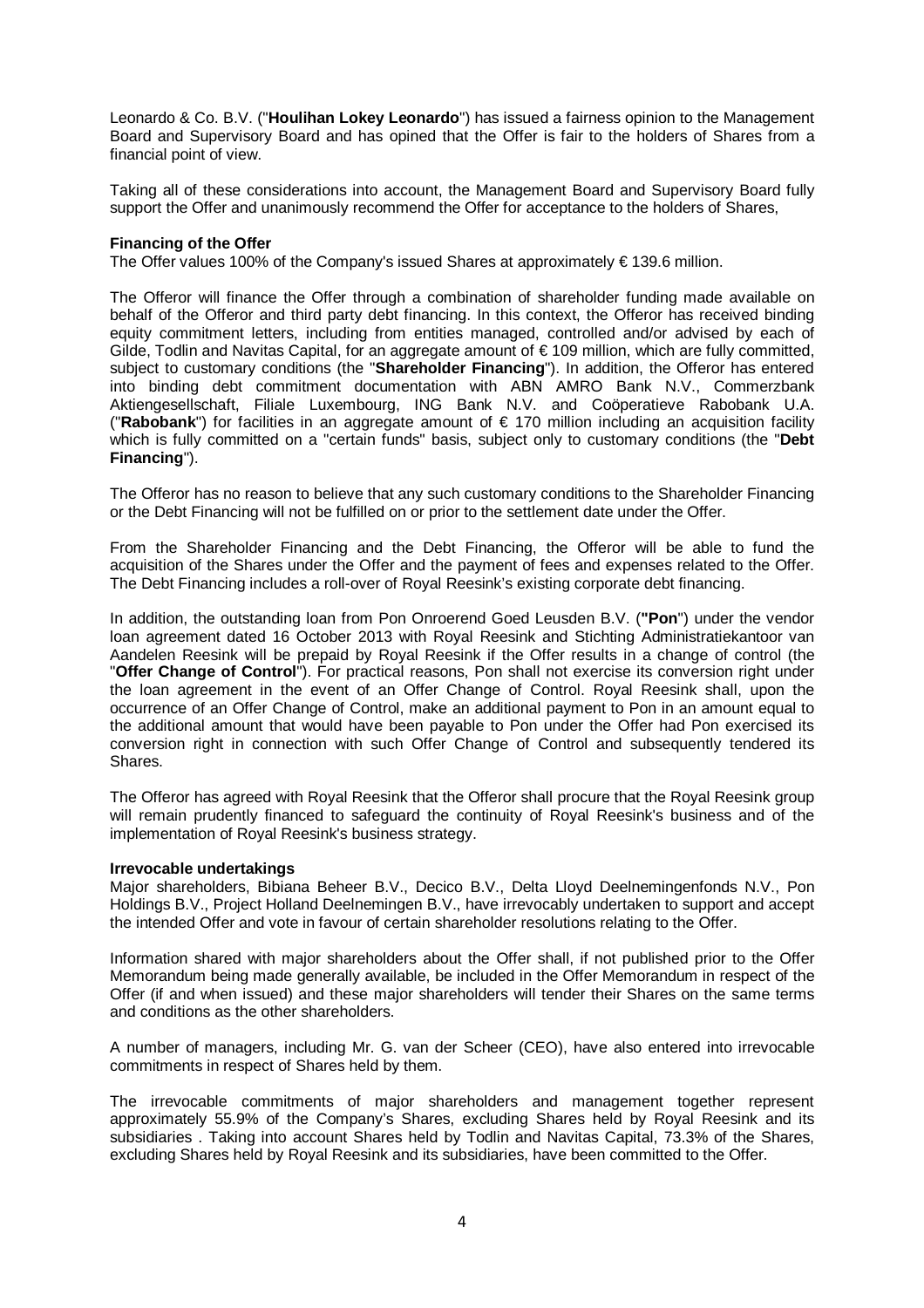Leonardo & Co. B.V. ("**Houlihan Lokey Leonardo**") has issued a fairness opinion to the Management Board and Supervisory Board and has opined that the Offer is fair to the holders of Shares from a financial point of view.

Taking all of these considerations into account, the Management Board and Supervisory Board fully support the Offer and unanimously recommend the Offer for acceptance to the holders of Shares,

**Financing of the Offer**

The Offer values 100% of the Company's issued Shares at approximately € 139.6 million.

The Offeror will finance the Offer through a combination of shareholder funding made available on behalf of the Offeror and third party debt financing. In this context, the Offeror has received binding equity commitment letters, including from entities managed, controlled and/or advised by each of Gilde, Todlin and Navitas Capital, for an aggregate amount of € 109 million, which are fully committed, subject to customary conditions (the "**Shareholder Financing**"). In addition, the Offeror has entered into binding debt commitment documentation with ABN AMRO Bank N.V., Commerzbank Aktiengesellschaft, Filiale Luxembourg, ING Bank N.V. and Coöperatieve Rabobank U.A. ("**Rabobank**") for facilities in an aggregate amount of € 170 million including an acquisition facility which is fully committed on a "certain funds" basis, subject only to customary conditions (the "**Debt Financing**").

The Offeror has no reason to believe that any such customary conditions to the Shareholder Financing or the Debt Financing will not be fulfilled on or prior to the settlement date under the Offer.

From the Shareholder Financing and the Debt Financing, the Offeror will be able to fund the acquisition of the Shares under the Offer and the payment of fees and expenses related to the Offer. The Debt Financing includes a roll-over of Royal Reesink's existing corporate debt financing.

In addition, the outstanding loan from Pon Onroerend Goed Leusden B.V. (**"Pon**") under the vendor loan agreement dated 16 October 2013 with Royal Reesink and Stichting Administratiekantoor van Aandelen Reesink will be prepaid by Royal Reesink if the Offer results in a change of control (the "**Offer Change of Control**"). For practical reasons, Pon shall not exercise its conversion right under the loan agreement in the event of an Offer Change of Control. Royal Reesink shall, upon the occurrence of an Offer Change of Control, make an additional payment to Pon in an amount equal to the additional amount that would have been payable to Pon under the Offer had Pon exercised its conversion right in connection with such Offer Change of Control and subsequently tendered its Shares.

The Offeror has agreed with Royal Reesink that the Offeror shall procure that the Royal Reesink group will remain prudently financed to safeguard the continuity of Royal Reesink's business and of the implementation of Royal Reesink's business strategy.

**Irrevocable undertakings**

Major shareholders, Bibiana Beheer B.V., Decico B.V., Delta Lloyd Deelnemingenfonds N.V., Pon Holdings B.V., Project Holland Deelnemingen B.V., have irrevocably undertaken to support and accept the intended Offer and vote in favour of certain shareholder resolutions relating to the Offer.

Information shared with major shareholders about the Offer shall, if not published prior to the Offer Memorandum being made generally available, be included in the Offer Memorandum in respect of the Offer (if and when issued) and these major shareholders will tender their Shares on the same terms and conditions as the other shareholders.

A number of managers, including Mr. G. van der Scheer (CEO), have also entered into irrevocable commitments in respect of Shares held by them.

The irrevocable commitments of major shareholders and management together represent approximately 55.9% of the Company's Shares, excluding Shares held by Royal Reesink and its subsidiaries . Taking into account Shares held by Todlin and Navitas Capital, 73.3% of the Shares, excluding Shares held by Royal Reesink and its subsidiaries, have been committed to the Offer.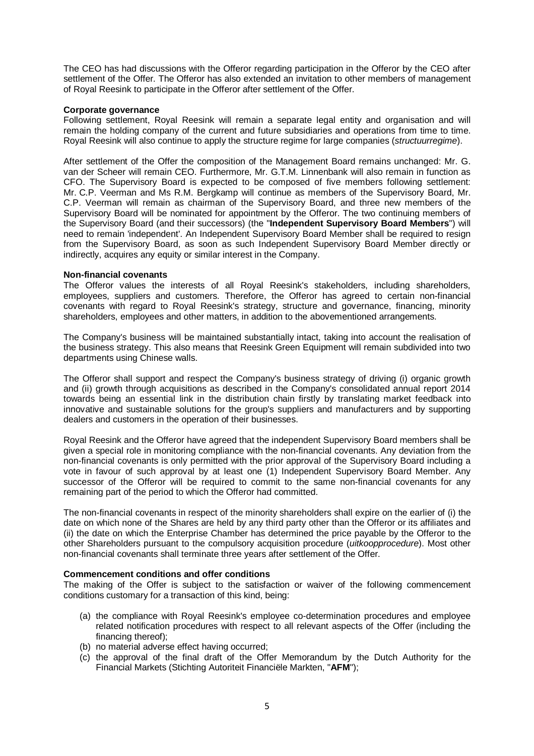The CEO has had discussions with the Offeror regarding participation in the Offeror by the CEO after settlement of the Offer. The Offeror has also extended an invitation to other members of management of Royal Reesink to participate in the Offeror after settlement of the Offer.

**Corporate governance**

Following settlement, Royal Reesink will remain a separate legal entity and organisation and will remain the holding company of the current and future subsidiaries and operations from time to time. Royal Reesink will also continue to apply the structure regime for large companies (*structuurregime*).

After settlement of the Offer the composition of the Management Board remains unchanged: Mr. G. van der Scheer will remain CEO. Furthermore, Mr. G.T.M. Linnenbank will also remain in function as CFO. The Supervisory Board is expected to be composed of five members following settlement: Mr. C.P. Veerman and Ms R.M. Bergkamp will continue as members of the Supervisory Board, Mr. C.P. Veerman will remain as chairman of the Supervisory Board, and three new members of the Supervisory Board will be nominated for appointment by the Offeror. The two continuing members of the Supervisory Board (and their successors) (the "**Independent Supervisory Board Members**") will need to remain 'independent'. An Independent Supervisory Board Member shall be required to resign from the Supervisory Board, as soon as such Independent Supervisory Board Member directly or indirectly, acquires any equity or similar interest in the Company.

**Non-financial covenants**

The Offeror values the interests of all Royal Reesink's stakeholders, including shareholders, employees, suppliers and customers. Therefore, the Offeror has agreed to certain non-financial covenants with regard to Royal Reesink's strategy, structure and governance, financing, minority shareholders, employees and other matters, in addition to the abovementioned arrangements.

The Company's business will be maintained substantially intact, taking into account the realisation of the business strategy. This also means that Reesink Green Equipment will remain subdivided into two departments using Chinese walls.

The Offeror shall support and respect the Company's business strategy of driving (i) organic growth and (ii) growth through acquisitions as described in the Company's consolidated annual report 2014 towards being an essential link in the distribution chain firstly by translating market feedback into innovative and sustainable solutions for the group's suppliers and manufacturers and by supporting dealers and customers in the operation of their businesses.

Royal Reesink and the Offeror have agreed that the independent Supervisory Board members shall be given a special role in monitoring compliance with the non-financial covenants. Any deviation from the non-financial covenants is only permitted with the prior approval of the Supervisory Board including a vote in favour of such approval by at least one (1) Independent Supervisory Board Member. Any successor of the Offeror will be required to commit to the same non-financial covenants for any remaining part of the period to which the Offeror had committed.

The non-financial covenants in respect of the minority shareholders shall expire on the earlier of (i) the date on which none of the Shares are held by any third party other than the Offeror or its affiliates and (ii) the date on which the Enterprise Chamber has determined the price payable by the Offeror to the other Shareholders pursuant to the compulsory acquisition procedure (*uitkoopprocedure*). Most other non-financial covenants shall terminate three years after settlement of the Offer.

**Commencement conditions and offer conditions**

The making of the Offer is subject to the satisfaction or waiver of the following commencement conditions customary for a transaction of this kind, being:

(a) the compliance with Royal Reesink's employee co-determination procedures and employee related notification procedures with respect to all relevant aspects of the Offer (including the financing thereof);
(b) no material adverse effect having occurred;
(c) the approval of the final draft of the Offer Memorandum by the Dutch Authority for the Financial Markets (Stichting Autoriteit Financiële Markten, "**AFM**");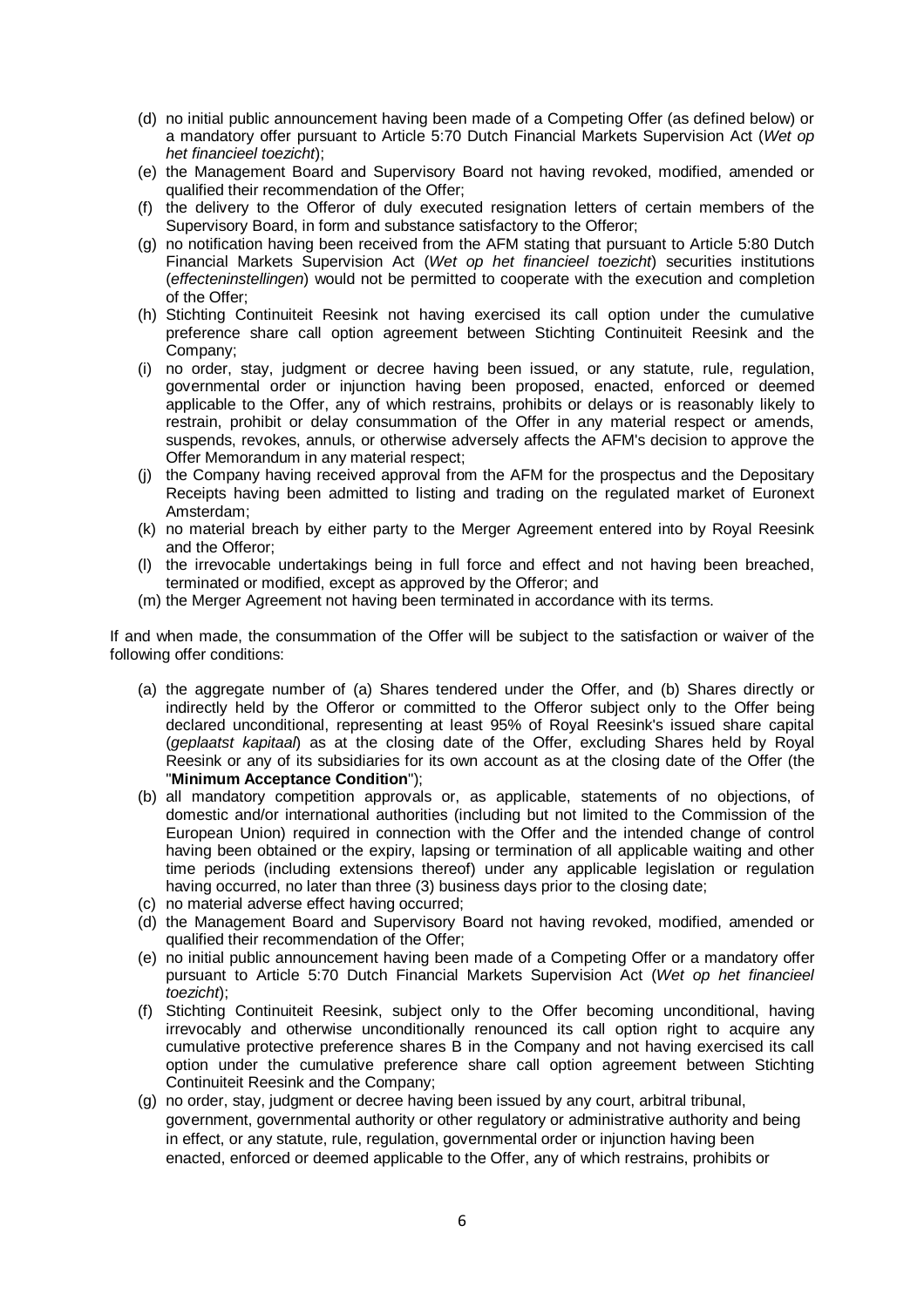(d) no initial public announcement having been made of a Competing Offer (as defined below) or a mandatory offer pursuant to Article 5:70 Dutch Financial Markets Supervision Act (*Wet op het financieel toezicht*);

(e) the Management Board and Supervisory Board not having revoked, modified, amended or qualified their recommendation of the Offer;

(f) the delivery to the Offeror of duly executed resignation letters of certain members of the Supervisory Board, in form and substance satisfactory to the Offeror;

(g) no notification having been received from the AFM stating that pursuant to Article 5:80 Dutch Financial Markets Supervision Act (*Wet op het financieel toezicht*) securities institutions (*effecteninstellingen*) would not be permitted to cooperate with the execution and completion of the Offer;

(h) Stichting Continuiteit Reesink not having exercised its call option under the cumulative preference share call option agreement between Stichting Continuiteit Reesink and the Company;

(i) no order, stay, judgment or decree having been issued, or any statute, rule, regulation, governmental order or injunction having been proposed, enacted, enforced or deemed applicable to the Offer, any of which restrains, prohibits or delays or is reasonably likely to restrain, prohibit or delay consummation of the Offer in any material respect or amends, suspends, revokes, annuls, or otherwise adversely affects the AFM's decision to approve the Offer Memorandum in any material respect;

(j) the Company having received approval from the AFM for the prospectus and the Depositary Receipts having been admitted to listing and trading on the regulated market of Euronext Amsterdam;

(k) no material breach by either party to the Merger Agreement entered into by Royal Reesink and the Offeror;

(l) the irrevocable undertakings being in full force and effect and not having been breached, terminated or modified, except as approved by the Offeror; and

(m) the Merger Agreement not having been terminated in accordance with its terms.

If and when made, the consummation of the Offer will be subject to the satisfaction or waiver of the following offer conditions:

(a) the aggregate number of (a) Shares tendered under the Offer, and (b) Shares directly or indirectly held by the Offeror or committed to the Offeror subject only to the Offer being declared unconditional, representing at least 95% of Royal Reesink's issued share capital (*geplaatst kapitaal*) as at the closing date of the Offer, excluding Shares held by Royal Reesink or any of its subsidiaries for its own account as at the closing date of the Offer (the "**Minimum Acceptance Condition**");

(b) all mandatory competition approvals or, as applicable, statements of no objections, of domestic and/or international authorities (including but not limited to the Commission of the European Union) required in connection with the Offer and the intended change of control having been obtained or the expiry, lapsing or termination of all applicable waiting and other time periods (including extensions thereof) under any applicable legislation or regulation having occurred, no later than three (3) business days prior to the closing date;

(c) no material adverse effect having occurred;

(d) the Management Board and Supervisory Board not having revoked, modified, amended or qualified their recommendation of the Offer;

(e) no initial public announcement having been made of a Competing Offer or a mandatory offer pursuant to Article 5:70 Dutch Financial Markets Supervision Act (*Wet op het financieel toezicht*);

(f) Stichting Continuiteit Reesink, subject only to the Offer becoming unconditional, having irrevocably and otherwise unconditionally renounced its call option right to acquire any cumulative protective preference shares B in the Company and not having exercised its call option under the cumulative preference share call option agreement between Stichting Continuiteit Reesink and the Company;

(g) no order, stay, judgment or decree having been issued by any court, arbitral tribunal, government, governmental authority or other regulatory or administrative authority and being in effect, or any statute, rule, regulation, governmental order or injunction having been enacted, enforced or deemed applicable to the Offer, any of which restrains, prohibits or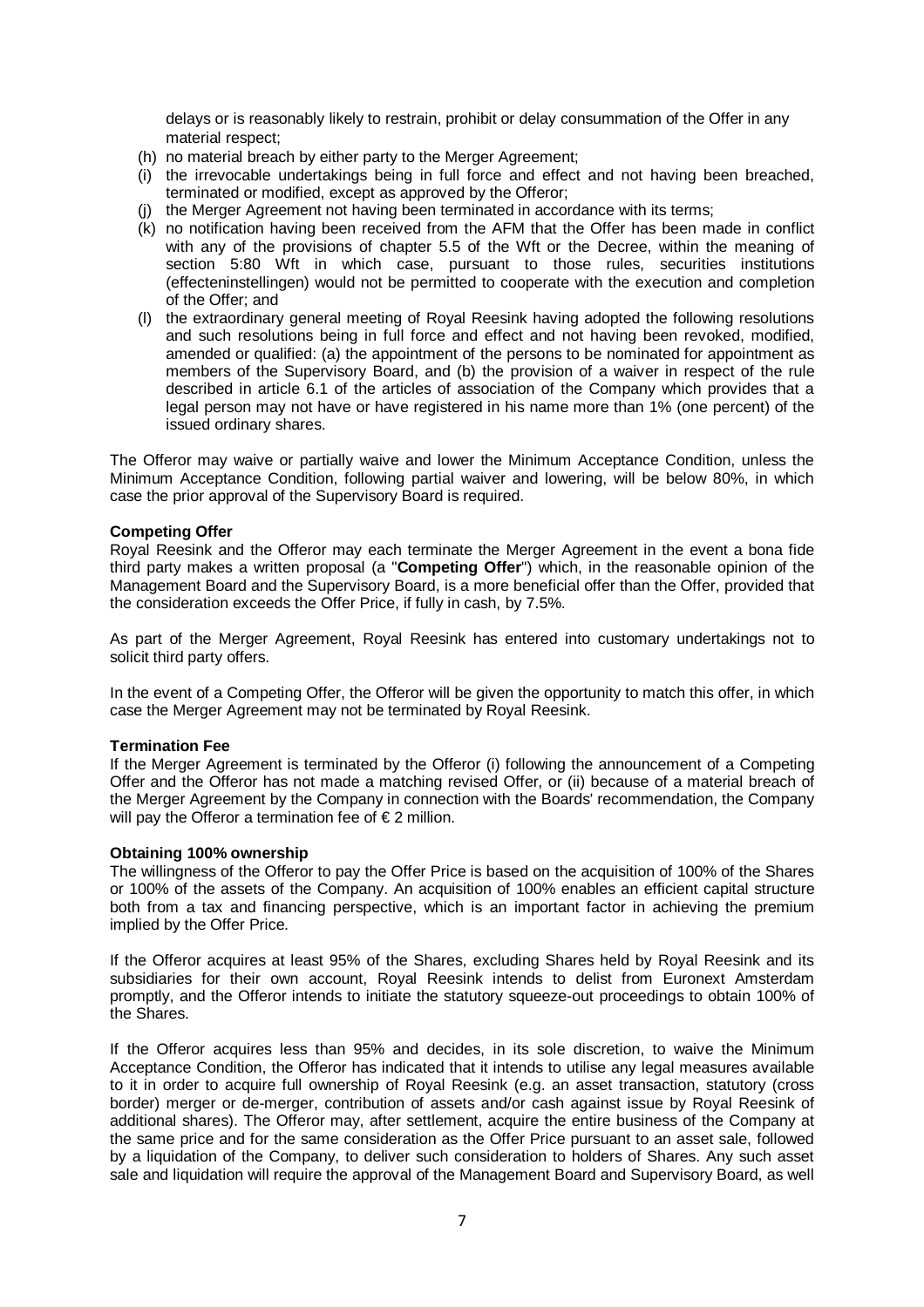delays or is reasonably likely to restrain, prohibit or delay consummation of the Offer in any material respect;

(h) no material breach by either party to the Merger Agreement;

(i) the irrevocable undertakings being in full force and effect and not having been breached, terminated or modified, except as approved by the Offeror;

(j) the Merger Agreement not having been terminated in accordance with its terms;

(k) no notification having been received from the AFM that the Offer has been made in conflict with any of the provisions of chapter 5.5 of the Wft or the Decree, within the meaning of section 5:80 Wft in which case, pursuant to those rules, securities institutions (effecteninstellingen) would not be permitted to cooperate with the execution and completion of the Offer; and

(l) the extraordinary general meeting of Royal Reesink having adopted the following resolutions and such resolutions being in full force and effect and not having been revoked, modified, amended or qualified: (a) the appointment of the persons to be nominated for appointment as members of the Supervisory Board, and (b) the provision of a waiver in respect of the rule described in article 6.1 of the articles of association of the Company which provides that a legal person may not have or have registered in his name more than 1% (one percent) of the issued ordinary shares.

The Offeror may waive or partially waive and lower the Minimum Acceptance Condition, unless the Minimum Acceptance Condition, following partial waiver and lowering, will be below 80%, in which case the prior approval of the Supervisory Board is required.

**Competing Offer**

Royal Reesink and the Offeror may each terminate the Merger Agreement in the event a bona fide third party makes a written proposal (a "**Competing Offer**") which, in the reasonable opinion of the Management Board and the Supervisory Board, is a more beneficial offer than the Offer, provided that the consideration exceeds the Offer Price, if fully in cash, by 7.5%.

As part of the Merger Agreement, Royal Reesink has entered into customary undertakings not to solicit third party offers.

In the event of a Competing Offer, the Offeror will be given the opportunity to match this offer, in which case the Merger Agreement may not be terminated by Royal Reesink.

**Termination Fee**

If the Merger Agreement is terminated by the Offeror (i) following the announcement of a Competing Offer and the Offeror has not made a matching revised Offer, or (ii) because of a material breach of the Merger Agreement by the Company in connection with the Boards' recommendation, the Company will pay the Offeror a termination fee of € 2 million.

**Obtaining 100% ownership**

The willingness of the Offeror to pay the Offer Price is based on the acquisition of 100% of the Shares or 100% of the assets of the Company. An acquisition of 100% enables an efficient capital structure both from a tax and financing perspective, which is an important factor in achieving the premium implied by the Offer Price.

If the Offeror acquires at least 95% of the Shares, excluding Shares held by Royal Reesink and its subsidiaries for their own account, Royal Reesink intends to delist from Euronext Amsterdam promptly, and the Offeror intends to initiate the statutory squeeze-out proceedings to obtain 100% of the Shares.

If the Offeror acquires less than 95% and decides, in its sole discretion, to waive the Minimum Acceptance Condition, the Offeror has indicated that it intends to utilise any legal measures available to it in order to acquire full ownership of Royal Reesink (e.g. an asset transaction, statutory (cross border) merger or de-merger, contribution of assets and/or cash against issue by Royal Reesink of additional shares). The Offeror may, after settlement, acquire the entire business of the Company at the same price and for the same consideration as the Offer Price pursuant to an asset sale, followed by a liquidation of the Company, to deliver such consideration to holders of Shares. Any such asset sale and liquidation will require the approval of the Management Board and Supervisory Board, as well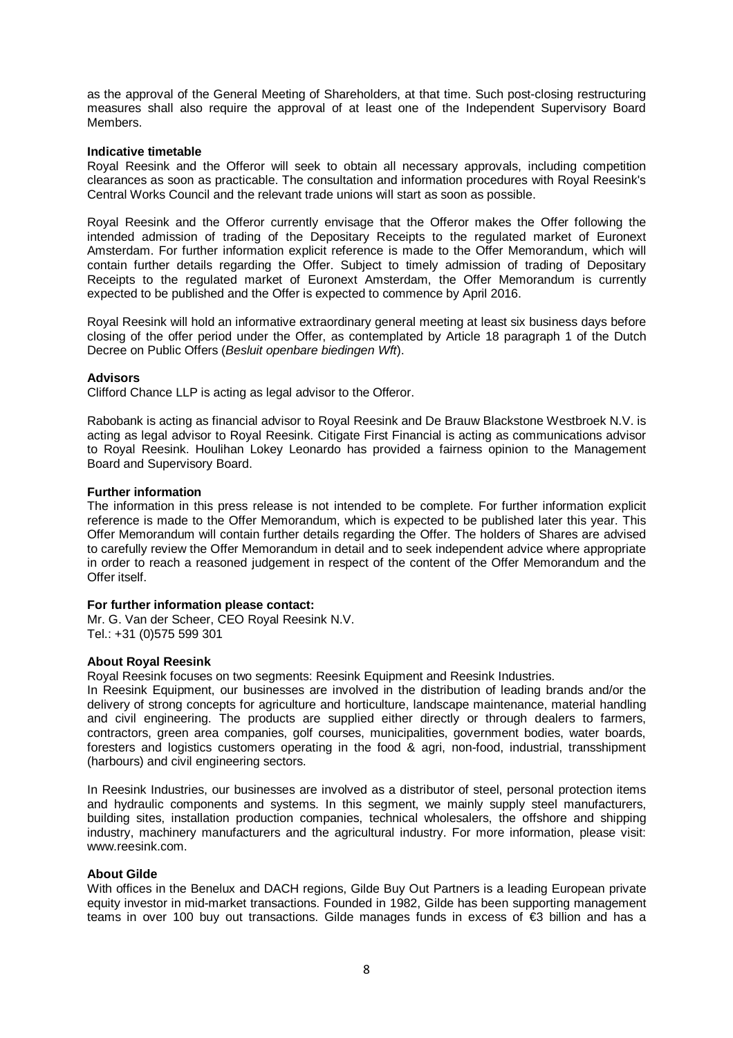as the approval of the General Meeting of Shareholders, at that time. Such post-closing restructuring measures shall also require the approval of at least one of the Independent Supervisory Board Members.

**Indicative timetable**

Royal Reesink and the Offeror will seek to obtain all necessary approvals, including competition clearances as soon as practicable. The consultation and information procedures with Royal Reesink's Central Works Council and the relevant trade unions will start as soon as possible.

Royal Reesink and the Offeror currently envisage that the Offeror makes the Offer following the intended admission of trading of the Depositary Receipts to the regulated market of Euronext Amsterdam. For further information explicit reference is made to the Offer Memorandum, which will contain further details regarding the Offer. Subject to timely admission of trading of Depositary Receipts to the regulated market of Euronext Amsterdam, the Offer Memorandum is currently expected to be published and the Offer is expected to commence by April 2016.

Royal Reesink will hold an informative extraordinary general meeting at least six business days before closing of the offer period under the Offer, as contemplated by Article 18 paragraph 1 of the Dutch Decree on Public Offers (*Besluit openbare biedingen Wft*).

**Advisors**

Clifford Chance LLP is acting as legal advisor to the Offeror.

Rabobank is acting as financial advisor to Royal Reesink and De Brauw Blackstone Westbroek N.V. is acting as legal advisor to Royal Reesink. Citigate First Financial is acting as communications advisor to Royal Reesink. Houlihan Lokey Leonardo has provided a fairness opinion to the Management Board and Supervisory Board.

**Further information**

The information in this press release is not intended to be complete. For further information explicit reference is made to the Offer Memorandum, which is expected to be published later this year. This Offer Memorandum will contain further details regarding the Offer. The holders of Shares are advised to carefully review the Offer Memorandum in detail and to seek independent advice where appropriate in order to reach a reasoned judgement in respect of the content of the Offer Memorandum and the Offer itself.

**For further information please contact:**

Mr. G. Van der Scheer, CEO Royal Reesink N.V.
Tel.: +31 (0)575 599 301

**About Royal Reesink**

Royal Reesink focuses on two segments: Reesink Equipment and Reesink Industries.
In Reesink Equipment, our businesses are involved in the distribution of leading brands and/or the delivery of strong concepts for agriculture and horticulture, landscape maintenance, material handling and civil engineering. The products are supplied either directly or through dealers to farmers, contractors, green area companies, golf courses, municipalities, government bodies, water boards, foresters and logistics customers operating in the food & agri, non-food, industrial, transshipment (harbours) and civil engineering sectors.

In Reesink Industries, our businesses are involved as a distributor of steel, personal protection items and hydraulic components and systems. In this segment, we mainly supply steel manufacturers, building sites, installation production companies, technical wholesalers, the offshore and shipping industry, machinery manufacturers and the agricultural industry. For more information, please visit: www.reesink.com.

**About Gilde**

With offices in the Benelux and DACH regions, Gilde Buy Out Partners is a leading European private equity investor in mid-market transactions. Founded in 1982, Gilde has been supporting management teams in over 100 buy out transactions. Gilde manages funds in excess of €3 billion and has a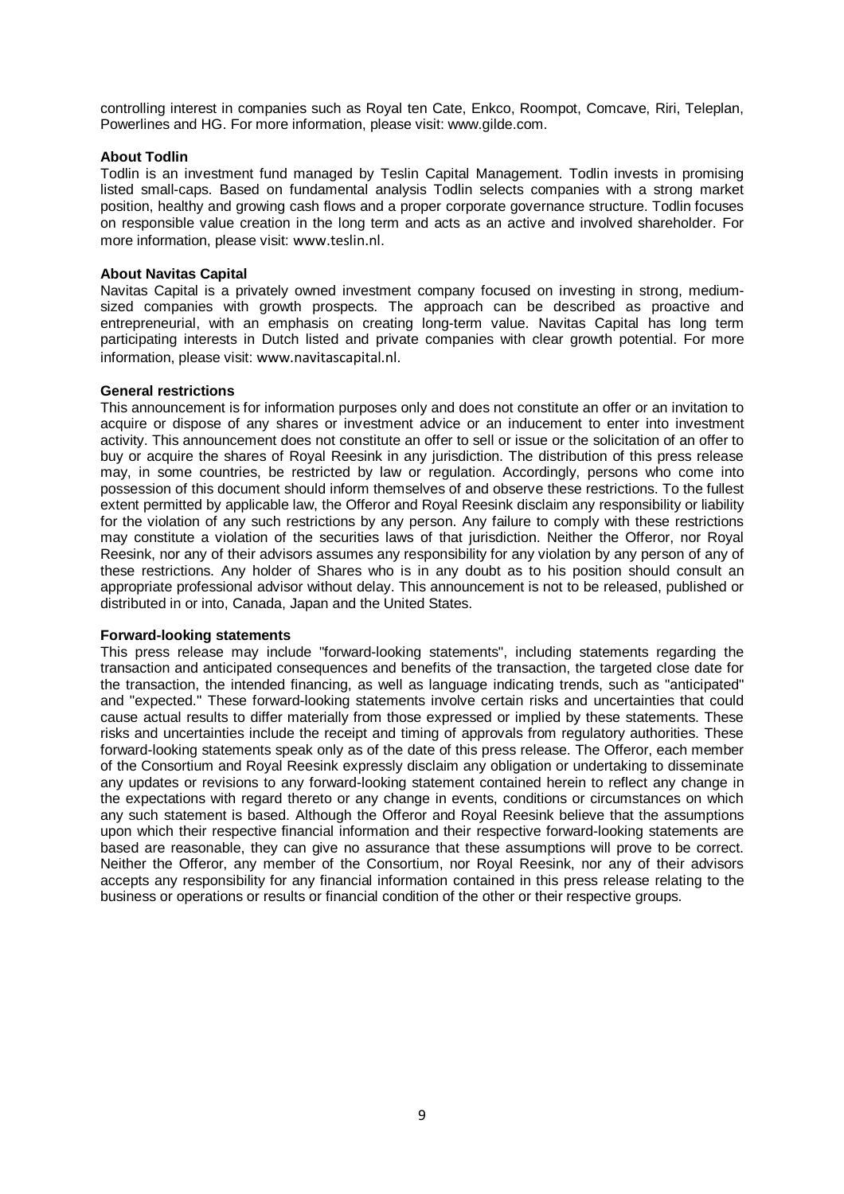controlling interest in companies such as Royal ten Cate, Enkco, Roompot, Comcave, Riri, Teleplan, Powerlines and HG. For more information, please visit: www.gilde.com.

**About Todlin**

Todlin is an investment fund managed by Teslin Capital Management. Todlin invests in promising listed small-caps. Based on fundamental analysis Todlin selects companies with a strong market position, healthy and growing cash flows and a proper corporate governance structure. Todlin focuses on responsible value creation in the long term and acts as an active and involved shareholder. For more information, please visit: www.teslin.nl.

**About Navitas Capital**

Navitas Capital is a privately owned investment company focused on investing in strong, medium-sized companies with growth prospects. The approach can be described as proactive and entrepreneurial, with an emphasis on creating long-term value. Navitas Capital has long term participating interests in Dutch listed and private companies with clear growth potential. For more information, please visit: www.navitascapital.nl.

**General restrictions**

This announcement is for information purposes only and does not constitute an offer or an invitation to acquire or dispose of any shares or investment advice or an inducement to enter into investment activity. This announcement does not constitute an offer to sell or issue or the solicitation of an offer to buy or acquire the shares of Royal Reesink in any jurisdiction. The distribution of this press release may, in some countries, be restricted by law or regulation. Accordingly, persons who come into possession of this document should inform themselves of and observe these restrictions. To the fullest extent permitted by applicable law, the Offeror and Royal Reesink disclaim any responsibility or liability for the violation of any such restrictions by any person. Any failure to comply with these restrictions may constitute a violation of the securities laws of that jurisdiction. Neither the Offeror, nor Royal Reesink, nor any of their advisors assumes any responsibility for any violation by any person of any of these restrictions. Any holder of Shares who is in any doubt as to his position should consult an appropriate professional advisor without delay. This announcement is not to be released, published or distributed in or into, Canada, Japan and the United States.

**Forward-looking statements**

This press release may include "forward-looking statements", including statements regarding the transaction and anticipated consequences and benefits of the transaction, the targeted close date for the transaction, the intended financing, as well as language indicating trends, such as "anticipated" and "expected." These forward-looking statements involve certain risks and uncertainties that could cause actual results to differ materially from those expressed or implied by these statements. These risks and uncertainties include the receipt and timing of approvals from regulatory authorities. These forward-looking statements speak only as of the date of this press release. The Offeror, each member of the Consortium and Royal Reesink expressly disclaim any obligation or undertaking to disseminate any updates or revisions to any forward-looking statement contained herein to reflect any change in the expectations with regard thereto or any change in events, conditions or circumstances on which any such statement is based. Although the Offeror and Royal Reesink believe that the assumptions upon which their respective financial information and their respective forward-looking statements are based are reasonable, they can give no assurance that these assumptions will prove to be correct. Neither the Offeror, any member of the Consortium, nor Royal Reesink, nor any of their advisors accepts any responsibility for any financial information contained in this press release relating to the business or operations or results or financial condition of the other or their respective groups.